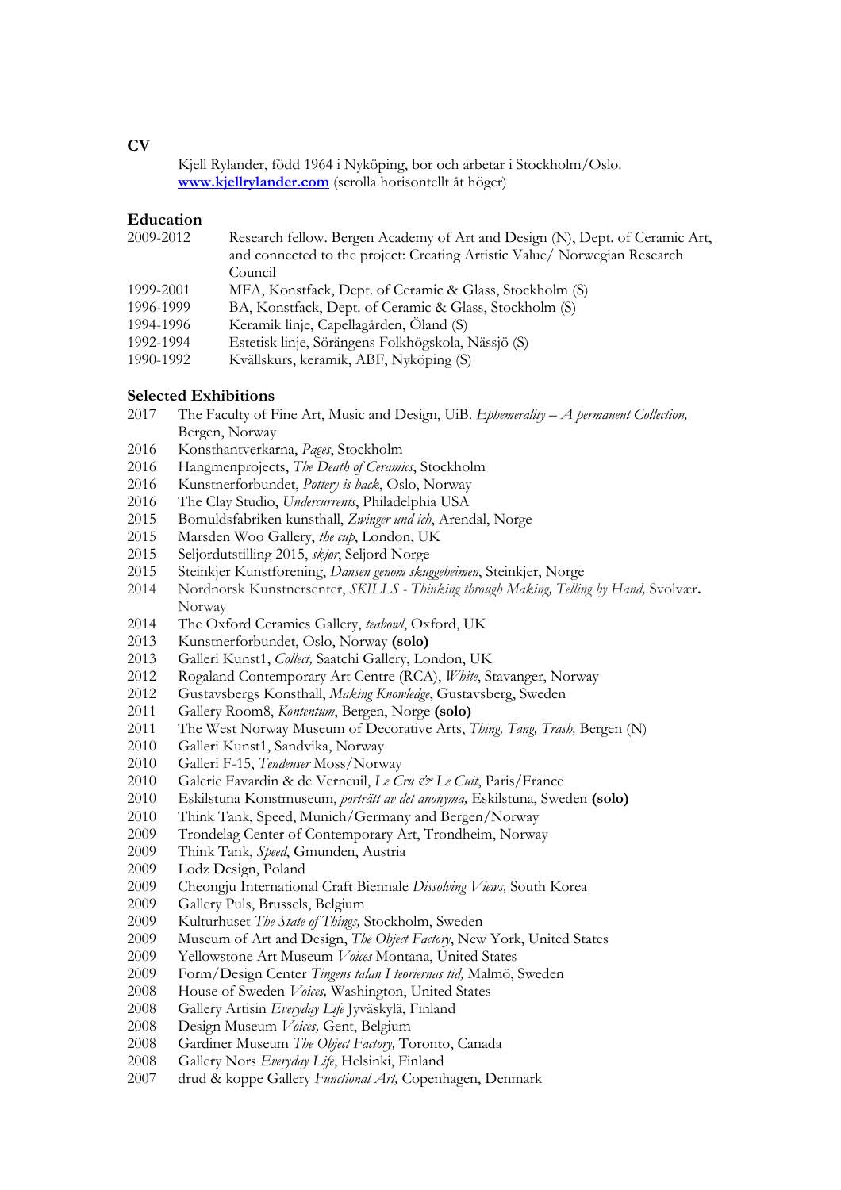## CV

Kjell Rylander, född 1964 i Nyköping, bor och arbetar i Stockholm/Oslo.
**[www.kjellrylander.com](http://www.kjellrylander.com)** (scrolla horisontellt åt höger)

### Education

| | |
|---|---|
| 2009-2012 | Research fellow. Bergen Academy of Art and Design (N), Dept. of Ceramic Art, and connected to the project: Creating Artistic Value/ Norwegian Research Council |
| 1999-2001 | MFA, Konstfack, Dept. of Ceramic & Glass, Stockholm (S) |
| 1996-1999 | BA, Konstfack, Dept. of Ceramic & Glass, Stockholm (S) |
| 1994-1996 | Keramik linje, Capellagården, Öland (S) |
| 1992-1994 | Estetisk linje, Sörängens Folkhögskola, Nässjö (S) |
| 1990-1992 | Kvällskurs, keramik, ABF, Nyköping (S) |

### Selected Exhibitions

2017 The Faculty of Fine Art, Music and Design, UiB. *Ephemerality – A permanent Collection,* Bergen, Norway
2016 Konsthantverkarna, *Pages*, Stockholm
2016 Hangmenprojects, *The Death of Ceramics*, Stockholm
2016 Kunstnerforbundet, *Pottery is back*, Oslo, Norway
2016 The Clay Studio, *Undercurrents*, Philadelphia USA
2015 Bomuldsfabriken kunsthall, *Zwinger und ich*, Arendal, Norge
2015 Marsden Woo Gallery, *the cup*, London, UK
2015 Seljordutstilling 2015, *skjør*, Seljord Norge
2015 Steinkjer Kunstforening, *Dansen genom skuggeheimen*, Steinkjer, Norge
2014 Nordnorsk Kunstnersenter, *SKILLS - Thinking through Making, Telling by Hand,* Svolvær. Norway
2014 The Oxford Ceramics Gallery, *teabowl*, Oxford, UK
2013 Kunstnerforbundet, Oslo, Norway **(solo)**
2013 Galleri Kunst1, *Collect,* Saatchi Gallery, London, UK
2012 Rogaland Contemporary Art Centre (RCA), *White*, Stavanger, Norway
2012 Gustavsbergs Konsthall, *Making Knowledge*, Gustavsberg, Sweden
2011 Gallery Room8, *Kontentum*, Bergen, Norge **(solo)**
2011 The West Norway Museum of Decorative Arts, *Thing, Tang, Trash,* Bergen (N)
2010 Galleri Kunst1, Sandvika, Norway
2010 Galleri F-15, *Tendenser* Moss/Norway
2010 Galerie Favardin & de Verneuil, *Le Cru & Le Cuit*, Paris/France
2010 Eskilstuna Konstmuseum, *porträtt av det anonyma,* Eskilstuna, Sweden **(solo)**
2010 Think Tank, Speed, Munich/Germany and Bergen/Norway
2009 Trondelag Center of Contemporary Art, Trondheim, Norway
2009 Think Tank, *Speed*, Gmunden, Austria
2009 Lodz Design, Poland
2009 Cheongju International Craft Biennale *Dissolving Views,* South Korea
2009 Gallery Puls, Brussels, Belgium
2009 Kulturhuset *The State of Things,* Stockholm, Sweden
2009 Museum of Art and Design, *The Object Factory*, New York, United States
2009 Yellowstone Art Museum *Voices* Montana, United States
2009 Form/Design Center *Tingens talan I teoriernas tid,* Malmö, Sweden
2008 House of Sweden *Voices,* Washington, United States
2008 Gallery Artisin *Everyday Life* Jyväskylä, Finland
2008 Design Museum *Voices,* Gent, Belgium
2008 Gardiner Museum *The Object Factory,* Toronto, Canada
2008 Gallery Nors *Everyday Life*, Helsinki, Finland
2007 drud & koppe Gallery *Functional Art,* Copenhagen, Denmark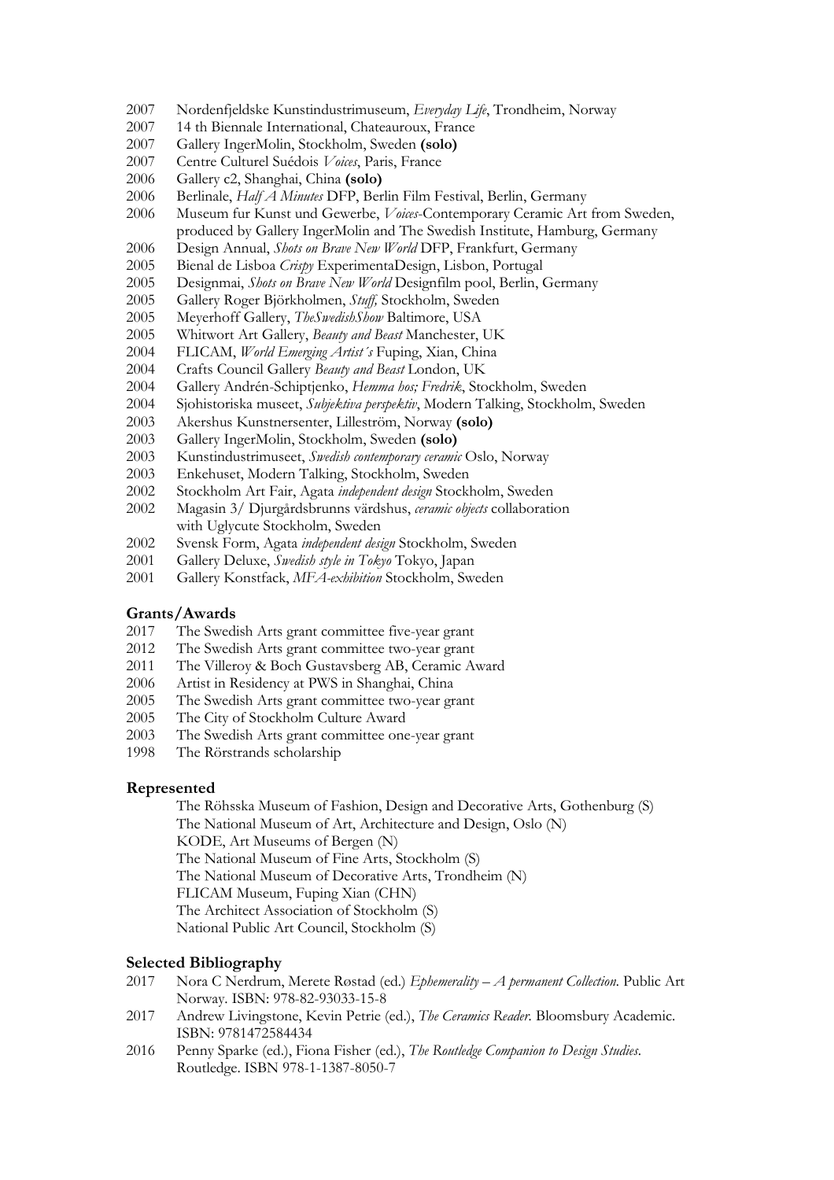2007 Nordenfjeldske Kunstindustrimuseum, *Everyday Life*, Trondheim, Norway
2007 14 th Biennale International, Chateauroux, France
2007 Gallery IngerMolin, Stockholm, Sweden **(solo)**
2007 Centre Culturel Suédois *Voices*, Paris, France
2006 Gallery c2, Shanghai, China **(solo)**
2006 Berlinale, *Half A Minutes* DFP, Berlin Film Festival, Berlin, Germany
2006 Museum fur Kunst und Gewerbe, *Voices*-Contemporary Ceramic Art from Sweden, produced by Gallery IngerMolin and The Swedish Institute, Hamburg, Germany
2006 Design Annual, *Shots on Brave New World* DFP, Frankfurt, Germany
2005 Bienal de Lisboa *Crispy* ExperimentaDesign, Lisbon, Portugal
2005 Designmai, *Shots on Brave New World* Designfilm pool, Berlin, Germany
2005 Gallery Roger Björkholmen, *Stuff,* Stockholm, Sweden
2005 Meyerhoff Gallery, *TheSwedishShow* Baltimore, USA
2005 Whitwort Art Gallery, *Beauty and Beast* Manchester, UK
2004 FLICAM, *World Emerging Artist´s* Fuping, Xian, China
2004 Crafts Council Gallery *Beauty and Beast* London, UK
2004 Gallery Andrén-Schiptjenko, *Hemma hos; Fredrik*, Stockholm, Sweden
2004 Sjohistoriska museet, *Subjektiva perspektiv*, Modern Talking, Stockholm, Sweden
2003 Akershus Kunstnersenter, Lilleström, Norway **(solo)**
2003 Gallery IngerMolin, Stockholm, Sweden **(solo)**
2003 Kunstindustrimuseet, *Swedish contemporary ceramic* Oslo, Norway
2003 Enkehuset, Modern Talking, Stockholm, Sweden
2002 Stockholm Art Fair, Agata *independent design* Stockholm, Sweden
2002 Magasin 3/ Djurgårdsbrunns värdshus, *ceramic objects* collaboration with Uglycute Stockholm, Sweden
2002 Svensk Form, Agata *independent design* Stockholm, Sweden
2001 Gallery Deluxe, *Swedish style in Tokyo* Tokyo, Japan
2001 Gallery Konstfack, *MFA-exhibition* Stockholm, Sweden

## Grants/Awards

2017 The Swedish Arts grant committee five-year grant
2012 The Swedish Arts grant committee two-year grant
2011 The Villeroy & Boch Gustavsberg AB, Ceramic Award
2006 Artist in Residency at PWS in Shanghai, China
2005 The Swedish Arts grant committee two-year grant
2005 The City of Stockholm Culture Award
2003 The Swedish Arts grant committee one-year grant
1998 The Rörstrands scholarship

## Represented

The Röhsska Museum of Fashion, Design and Decorative Arts, Gothenburg (S)
The National Museum of Art, Architecture and Design, Oslo (N)
KODE, Art Museums of Bergen (N)
The National Museum of Fine Arts, Stockholm (S)
The National Museum of Decorative Arts, Trondheim (N)
FLICAM Museum, Fuping Xian (CHN)
The Architect Association of Stockholm (S)
National Public Art Council, Stockholm (S)

## Selected Bibliography

2017 Nora C Nerdrum, Merete Røstad (ed.) *Ephemerality – A permanent Collection.* Public Art Norway. ISBN: 978-82-93033-15-8
2017 Andrew Livingstone, Kevin Petrie (ed.), *The Ceramics Reader.* Bloomsbury Academic. ISBN: 9781472584434
2016 Penny Sparke (ed.), Fiona Fisher (ed.), *The Routledge Companion to Design Studies*. Routledge. ISBN 978-1-1387-8050-7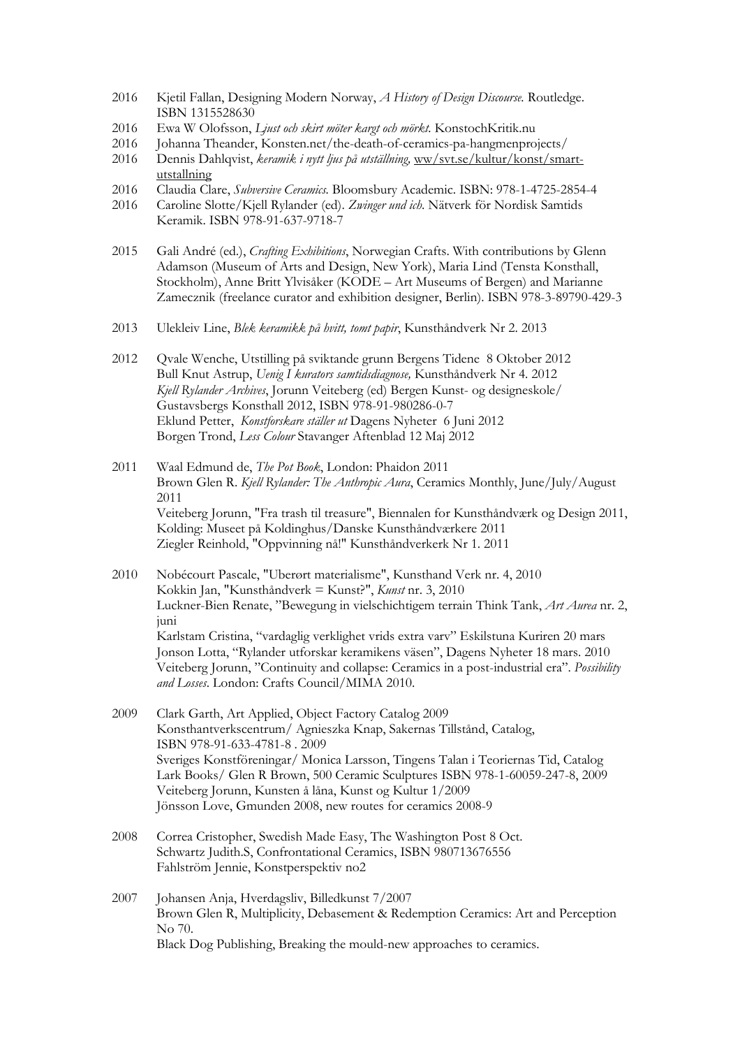2016 Kjetil Fallan, Designing Modern Norway, *A History of Design Discourse.* Routledge. ISBN 1315528630

2016 Ewa W Olofsson, *Ljust och skirt möter kargt och mörkt*. KonstochKritik.nu

2016 Johanna Theander, Konsten.net/the-death-of-ceramics-pa-hangmenprojects/

2016 Dennis Dahlqvist, *keramik i nytt ljus på utställning,* ww/svt.se/kultur/konst/smart-utstallning

2016 Claudia Clare, *Subversive Ceramics.* Bloomsbury Academic. ISBN: 978-1-4725-2854-4

2016 Caroline Slotte/Kjell Rylander (ed). *Zwinger und ich*. Nätverk för Nordisk Samtids Keramik. ISBN 978-91-637-9718-7

2015 Gali André (ed.), *Crafting Exhibitions*, Norwegian Crafts. With contributions by Glenn Adamson (Museum of Arts and Design, New York), Maria Lind (Tensta Konsthall, Stockholm), Anne Britt Ylvisåker (KODE – Art Museums of Bergen) and Marianne Zamecznik (freelance curator and exhibition designer, Berlin). ISBN 978-3-89790-429-3

2013 Ulekleiv Line, *Blek keramikk på hvitt, tomt papir*, Kunsthåndverk Nr 2. 2013

2012 Qvale Wenche, Utstilling på sviktande grunn Bergens Tidene 8 Oktober 2012
Bull Knut Astrup, *Uenig I kurators samtidsdiagnose,* Kunsthåndverk Nr 4. 2012
*Kjell Rylander Archives*, Jorunn Veiteberg (ed) Bergen Kunst- og designeskole/ Gustavsbergs Konsthall 2012, ISBN 978-91-980286-0-7
Eklund Petter, *Konstforskare ställer ut* Dagens Nyheter 6 Juni 2012
Borgen Trond, *Less Colour* Stavanger Aftenblad 12 Maj 2012

2011 Waal Edmund de, *The Pot Book*, London: Phaidon 2011
Brown Glen R. *Kjell Rylander: The Anthropic Aura*, Ceramics Monthly, June/July/August 2011
Veiteberg Jorunn, "Fra trash til treasure", Biennalen for Kunsthåndværk og Design 2011, Kolding: Museet på Koldinghus/Danske Kunsthåndværkere 2011
Ziegler Reinhold, "Oppvinning nå!" Kunsthåndverkerk Nr 1. 2011

2010 Nobécourt Pascale, "Uberørt materialisme", Kunsthand Verk nr. 4, 2010
Kokkin Jan, "Kunsthåndverk = Kunst?", *Kunst* nr. 3, 2010
Luckner-Bien Renate, "Bewegung in vielschichtigem terrain Think Tank, *Art Aurea* nr. 2, juni
Karlstam Cristina, "vardaglig verklighet vrids extra varv" Eskilstuna Kuriren 20 mars
Jonson Lotta, "Rylander utforskar keramikens väsen", Dagens Nyheter 18 mars. 2010
Veiteberg Jorunn, "Continuity and collapse: Ceramics in a post-industrial era". *Possibility and Losses*. London: Crafts Council/MIMA 2010.

2009 Clark Garth, Art Applied, Object Factory Catalog 2009
Konsthantverkscentrum/ Agnieszka Knap, Sakernas Tillstånd, Catalog, ISBN 978-91-633-4781-8 . 2009
Sveriges Konstföreningar/ Monica Larsson, Tingens Talan i Teoriernas Tid, Catalog
Lark Books/ Glen R Brown, 500 Ceramic Sculptures ISBN 978-1-60059-247-8, 2009
Veiteberg Jorunn, Kunsten å låna, Kunst og Kultur 1/2009
Jönsson Love, Gmunden 2008, new routes for ceramics 2008-9

2008 Correa Cristopher, Swedish Made Easy, The Washington Post 8 Oct.
Schwartz Judith.S, Confrontational Ceramics, ISBN 980713676556
Fahlström Jennie, Konstperspektiv no2

2007 Johansen Anja, Hverdagsliv, Billedkunst 7/2007
Brown Glen R, Multiplicity, Debasement & Redemption Ceramics: Art and Perception No 70.
Black Dog Publishing, Breaking the mould-new approaches to ceramics.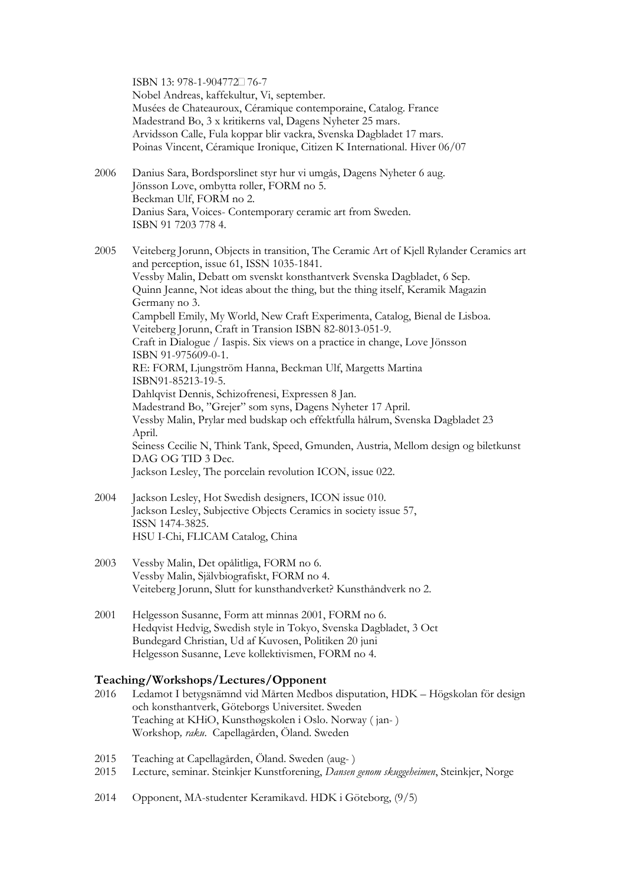ISBN 13: 978-1-904772□76-7
Nobel Andreas, kaffekultur, Vi, september.
Musées de Chateauroux, Céramique contemporaine, Catalog. France
Madestrand Bo, 3 x kritikerns val, Dagens Nyheter 25 mars.
Arvidsson Calle, Fula koppar blir vackra, Svenska Dagbladet 17 mars.
Poinas Vincent, Céramique Ironique, Citizen K International. Hiver 06/07

2006 Danius Sara, Bordsporslinet styr hur vi umgås, Dagens Nyheter 6 aug.
Jönsson Love, ombytta roller, FORM no 5.
Beckman Ulf, FORM no 2.
Danius Sara, Voices- Contemporary ceramic art from Sweden.
ISBN 91 7203 778 4.

2005 Veiteberg Jorunn, Objects in transition, The Ceramic Art of Kjell Rylander Ceramics art and perception, issue 61, ISSN 1035-1841.
Vessby Malin, Debatt om svenskt konsthantverk Svenska Dagbladet, 6 Sep.
Quinn Jeanne, Not ideas about the thing, but the thing itself, Keramik Magazin Germany no 3.
Campbell Emily, My World, New Craft Experimenta, Catalog, Bienal de Lisboa.
Veiteberg Jorunn, Craft in Transion ISBN 82-8013-051-9.
Craft in Dialogue / Iaspis. Six views on a practice in change, Love Jönsson ISBN 91-975609-0-1.
RE: FORM, Ljungström Hanna, Beckman Ulf, Margetts Martina ISBN91-85213-19-5.
Dahlqvist Dennis, Schizofrenesi, Expressen 8 Jan.
Madestrand Bo, "Grejer" som syns, Dagens Nyheter 17 April.
Vessby Malin, Prylar med budskap och effektfulla hålrum, Svenska Dagbladet 23 April.
Seiness Cecilie N, Think Tank, Speed, Gmunden, Austria, Mellom design og biletkunst DAG OG TID 3 Dec.
Jackson Lesley, The porcelain revolution ICON, issue 022.

2004 Jackson Lesley, Hot Swedish designers, ICON issue 010.
Jackson Lesley, Subjective Objects Ceramics in society issue 57, ISSN 1474-3825.
HSU I-Chi, FLICAM Catalog, China

2003 Vessby Malin, Det opålitliga, FORM no 6.
Vessby Malin, Självbiografiskt, FORM no 4.
Veiteberg Jorunn, Slutt for kunsthandverket? Kunsthåndverk no 2.

2001 Helgesson Susanne, Form att minnas 2001, FORM no 6.
Hedqvist Hedvig, Swedish style in Tokyo, Svenska Dagbladet, 3 Oct
Bundegard Christian, Ud af Kuvosen, Politiken 20 juni
Helgesson Susanne, Leve kollektivismen, FORM no 4.

## Teaching/Workshops/Lectures/Opponent

2016 Ledamot I betygsnämnd vid Mårten Medbos disputation, HDK – Högskolan för design och konsthantverk, Göteborgs Universitet. Sweden
Teaching at KHiO, Kunsthøgskolen i Oslo. Norway ( jan- )
Workshop*, raku*. Capellagården, Öland. Sweden

2015 Teaching at Capellagården, Öland. Sweden (aug- )
2015 Lecture, seminar. Steinkjer Kunstforening, *Dansen genom skuggeheimen*, Steinkjer, Norge

2014 Opponent, MA-studenter Keramikavd. HDK i Göteborg, (9/5)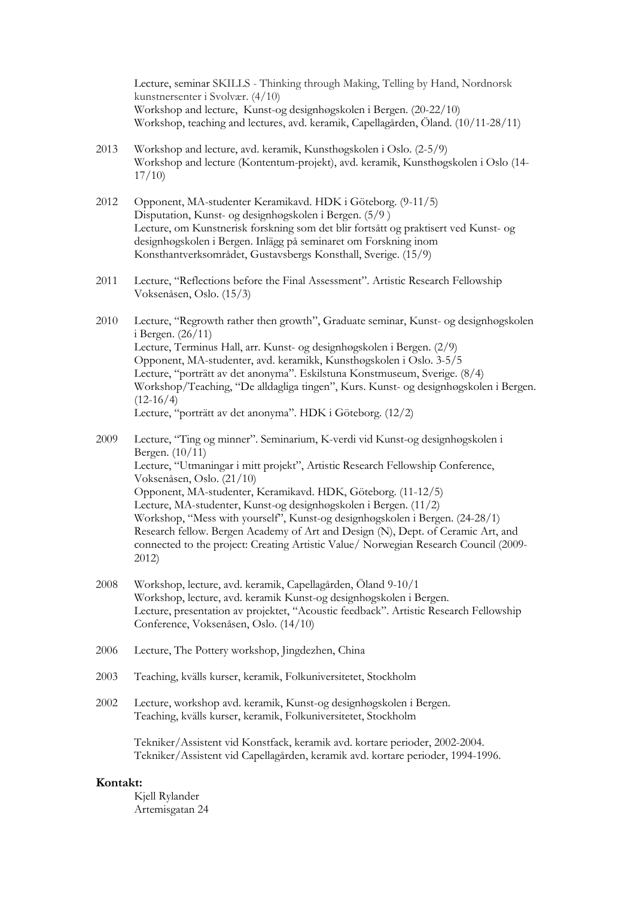Lecture, seminar SKILLS - Thinking through Making, Telling by Hand, Nordnorsk kunstnersenter i Svolvær. (4/10)
Workshop and lecture, Kunst-og designhøgskolen i Bergen. (20-22/10)
Workshop, teaching and lectures, avd. keramik, Capellagården, Öland. (10/11-28/11)

2013 Workshop and lecture, avd. keramik, Kunsthøgskolen i Oslo. (2-5/9)
Workshop and lecture (Kontentum-projekt), avd. keramik, Kunsthøgskolen i Oslo (14-17/10)

2012 Opponent, MA-studenter Keramikavd. HDK i Göteborg. (9-11/5)
Disputation, Kunst- og designhøgskolen i Bergen. (5/9 )
Lecture, om Kunstnerisk forskning som det blir fortsått og praktisert ved Kunst- og designhøgskolen i Bergen. Inlägg på seminaret om Forskning inom Konsthantverksområdet, Gustavsbergs Konsthall, Sverige. (15/9)

2011 Lecture, "Reflections before the Final Assessment". Artistic Research Fellowship Voksenåsen, Oslo. (15/3)

2010 Lecture, "Regrowth rather then growth", Graduate seminar, Kunst- og designhøgskolen i Bergen. (26/11)
Lecture, Terminus Hall, arr. Kunst- og designhøgskolen i Bergen. (2/9)
Opponent, MA-studenter, avd. keramikk, Kunsthøgskolen i Oslo. 3-5/5
Lecture, "porträtt av det anonyma". Eskilstuna Konstmuseum, Sverige. (8/4)
Workshop/Teaching, "De alldagliga tingen", Kurs. Kunst- og designhøgskolen i Bergen. (12-16/4)
Lecture, "porträtt av det anonyma". HDK i Göteborg. (12/2)

2009 Lecture, "Ting og minner". Seminarium, K-verdi vid Kunst-og designhøgskolen i Bergen. (10/11)
Lecture, "Utmaningar i mitt projekt", Artistic Research Fellowship Conference, Voksenåsen, Oslo. (21/10)
Opponent, MA-studenter, Keramikavd. HDK, Göteborg. (11-12/5)
Lecture, MA-studenter, Kunst-og designhøgskolen i Bergen. (11/2)
Workshop, "Mess with yourself", Kunst-og designhøgskolen i Bergen. (24-28/1)
Research fellow. Bergen Academy of Art and Design (N), Dept. of Ceramic Art, and connected to the project: Creating Artistic Value/ Norwegian Research Council (2009-2012)

2008 Workshop, lecture, avd. keramik, Capellagården, Öland 9-10/1
Workshop, lecture, avd. keramik Kunst-og designhøgskolen i Bergen.
Lecture, presentation av projektet, "Acoustic feedback". Artistic Research Fellowship Conference, Voksenåsen, Oslo. (14/10)

2006 Lecture, The Pottery workshop, Jingdezhen, China

2003 Teaching, kvälls kurser, keramik, Folkuniversitetet, Stockholm

2002 Lecture, workshop avd. keramik, Kunst-og designhøgskolen i Bergen.
Teaching, kvälls kurser, keramik, Folkuniversitetet, Stockholm

Tekniker/Assistent vid Konstfack, keramik avd. kortare perioder, 2002-2004.
Tekniker/Assistent vid Capellagården, keramik avd. kortare perioder, 1994-1996.

**Kontakt:**

Kjell Rylander
Artemisgatan 24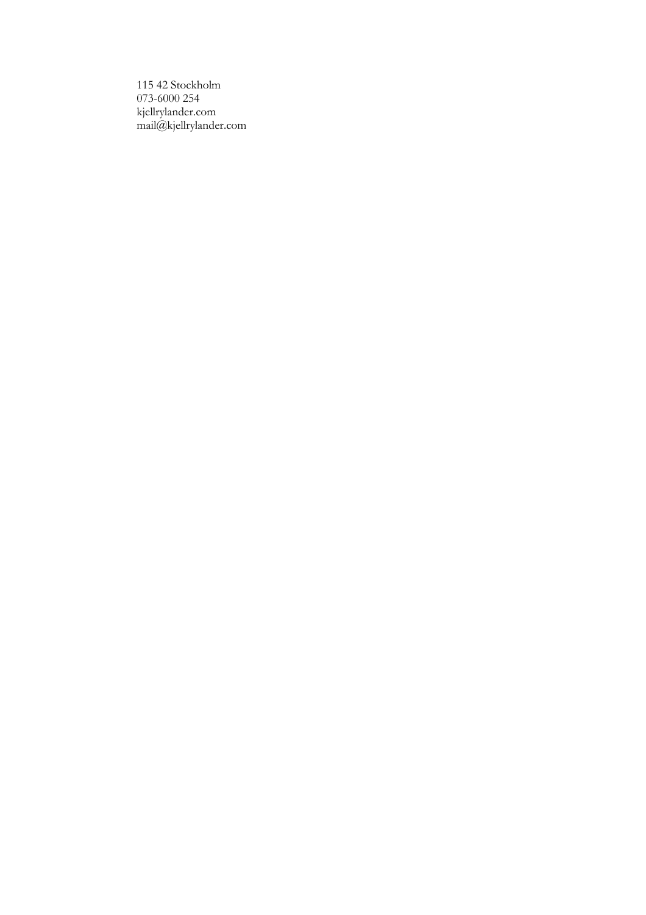115 42 Stockholm
073-6000 254
kjellrylander.com
mail@kjellrylander.com